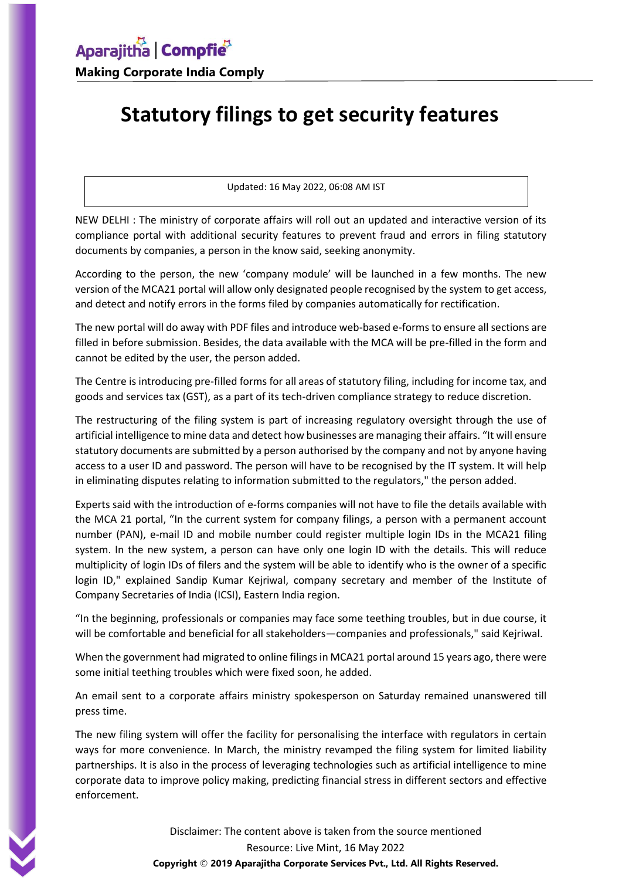# Statistical filings to get security features

Updated: 16 May 2022, 06:08 AM IST

NEW DELHI : The ministry of corporate affairs will roll out an updated and interactive version of its compliance portal with additional security features to prevent fraud and errors in filing statutory documents by companies, a person in the know said, seeking anonymity.

According to the person, the new 'company module' will be launched in a few months. The new version of the MCA21 portal will allow only designated people recognised by the system to get access, and detect and notify errors in the forms filed by companies automatically for rectification.

The new portal will do away with PDF files and introduce web-based e-forms to ensure all sections are filled in before submission. Besides, the data available with the MCA will be pre-filled in the form and cannot be edited by the user, the person added.

The Centre is introducing pre-filled forms for all areas of statutory filing, including for income tax, and goods and services tax (GST), as a part of its tech-driven compliance strategy to reduce discretion.

The restructuring of the filing system is part of increasing regulatory oversight through the use of artificial intelligence to mine data and detect how businesses are managing their affairs. "It will ensure statutory documents are submitted by a person authorised by the company and not by anyone having access to a user ID and password. The person will have to be recognised by the IT system. It will help in eliminating disputes relating to information submitted to the regulators," the person added.

Experts said with the introduction of e-forms companies will not have to file the details available with the MCA 21 portal, "In the current system for company filings, a person with a permanent account number (PAN), e-mail ID and mobile number could register multiple login IDs in the MCA21 filing system. In the new system, a person can have only one login ID with the details. This will reduce multiplicity of login IDs of filers and the system will be able to identify who is the owner of a specific login ID," explained Sandip Kumar Kejriwal, company secretary and member of the Institute of Company Secretaries of India (ICSI), Eastern India region.

"In the beginning, professionals or companies may face some teething troubles, but in due course, it will be comfortable and beneficial for all stakeholders—companies and professionals," said Kejriwal.

When the government had migrated to online filings in MCA21 portal around 15 years ago, there were some initial teething troubles which were fixed soon, he added.

An email sent to a corporate affairs ministry spokesperson on Saturday remained unanswered till press time.

The new filing system will offer the facility for personalising the interface with regulators in certain ways for more convenience. In March, the ministry revamped the filing system for limited liability partnerships. It is also in the process of leveraging technologies such as artificial intelligence to mine corporate data to improve policy making, predicting financial stress in different sectors and effective enforcement.

Disclaimer: The content above is taken from the source mentioned

Resource: Live Mint, 16 May 2022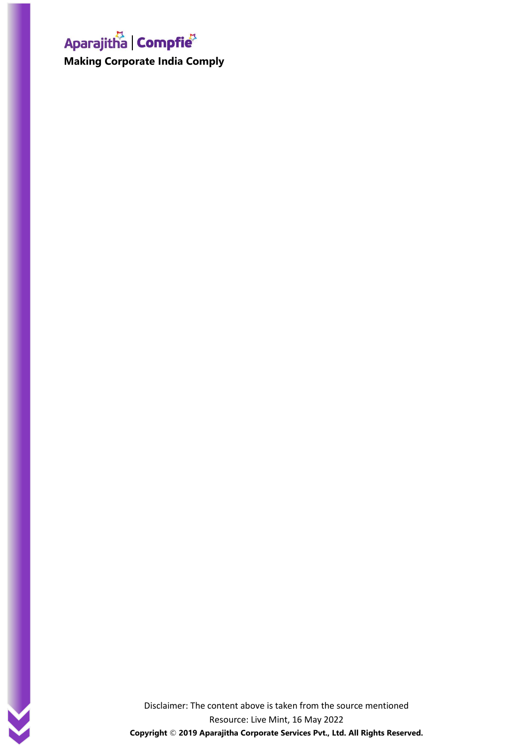Disclaimer: The content above is taken from the source mentioned

Resource: Live Mint, 16 May 2022